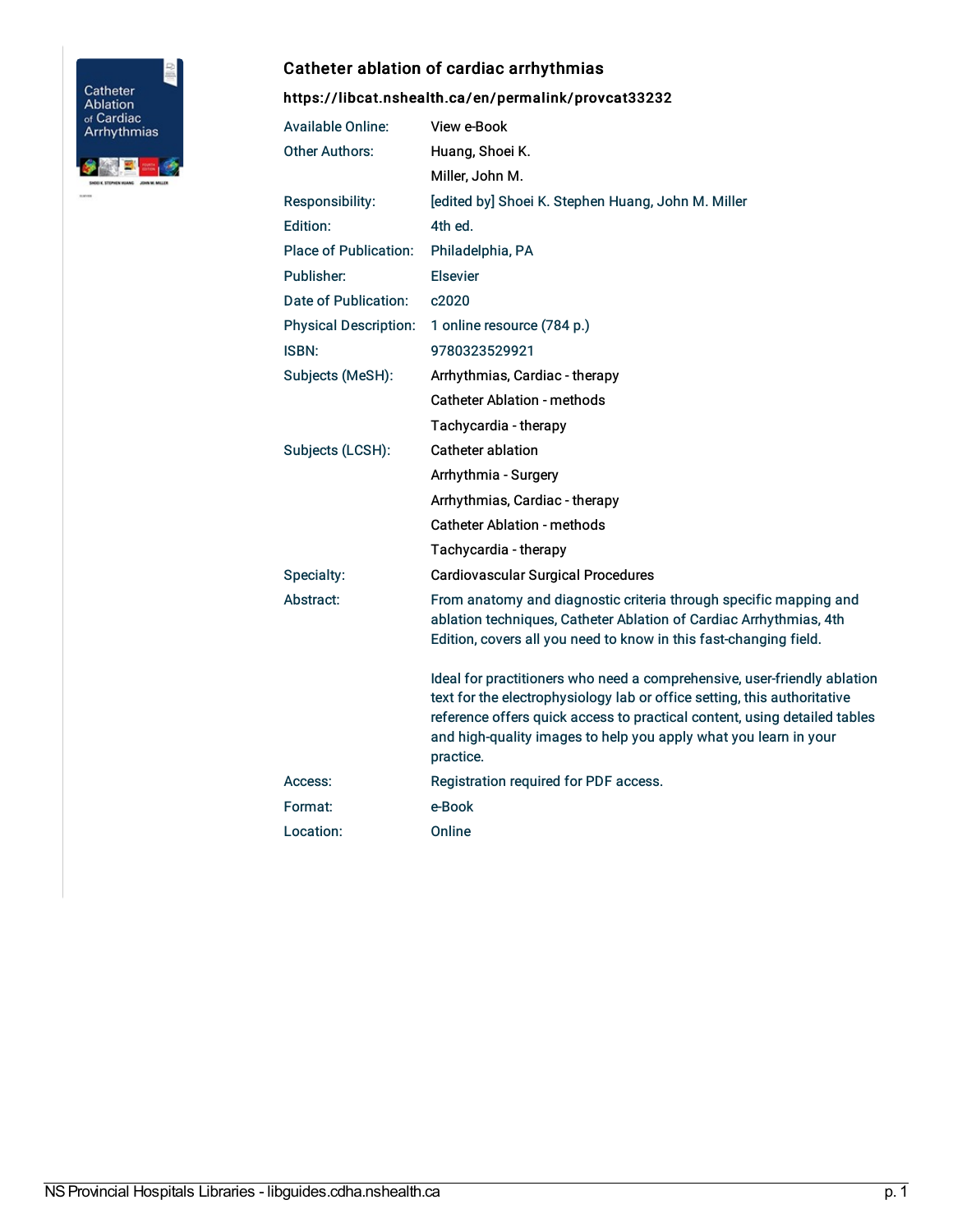## Catheter ablation of cardiac arrhythmias

**https://libcat.nshealth.ca/en/permalink/provcat33232**

| | |
|---|---|
| Available Online: | View e-Book |
| Other Authors: | Huang, Shoei K. |
| | Miller, John M. |
| Responsibility: | [edited by] Shoei K. Stephen Huang, John M. Miller |
| Edition: | 4th ed. |
| Place of Publication: | Philadelphia, PA |
| Publisher: | Elsevier |
| Date of Publication: | c2020 |
| Physical Description: | 1 online resource (784 p.) |
| ISBN: | 9780323529921 |
| Subjects (MeSH): | Arrhythmias, Cardiac - therapy |
| | Catheter Ablation - methods |
| | Tachycardia - therapy |
| Subjects (LCSH): | Catheter ablation |
| | Arrhythmia - Surgery |
| | Arrhythmias, Cardiac - therapy |
| | Catheter Ablation - methods |
| | Tachycardia - therapy |
| Specialty: | Cardiovascular Surgical Procedures |
| Abstract: | From anatomy and diagnostic criteria through specific mapping and ablation techniques, Catheter Ablation of Cardiac Arrhythmias, 4th Edition, covers all you need to know in this fast-changing field.<br><br>Ideal for practitioners who need a comprehensive, user-friendly ablation text for the electrophysiology lab or office setting, this authoritative reference offers quick access to practical content, using detailed tables and high-quality images to help you apply what you learn in your practice. |
| Access: | Registration required for PDF access. |
| Format: | e-Book |
| Location: | Online |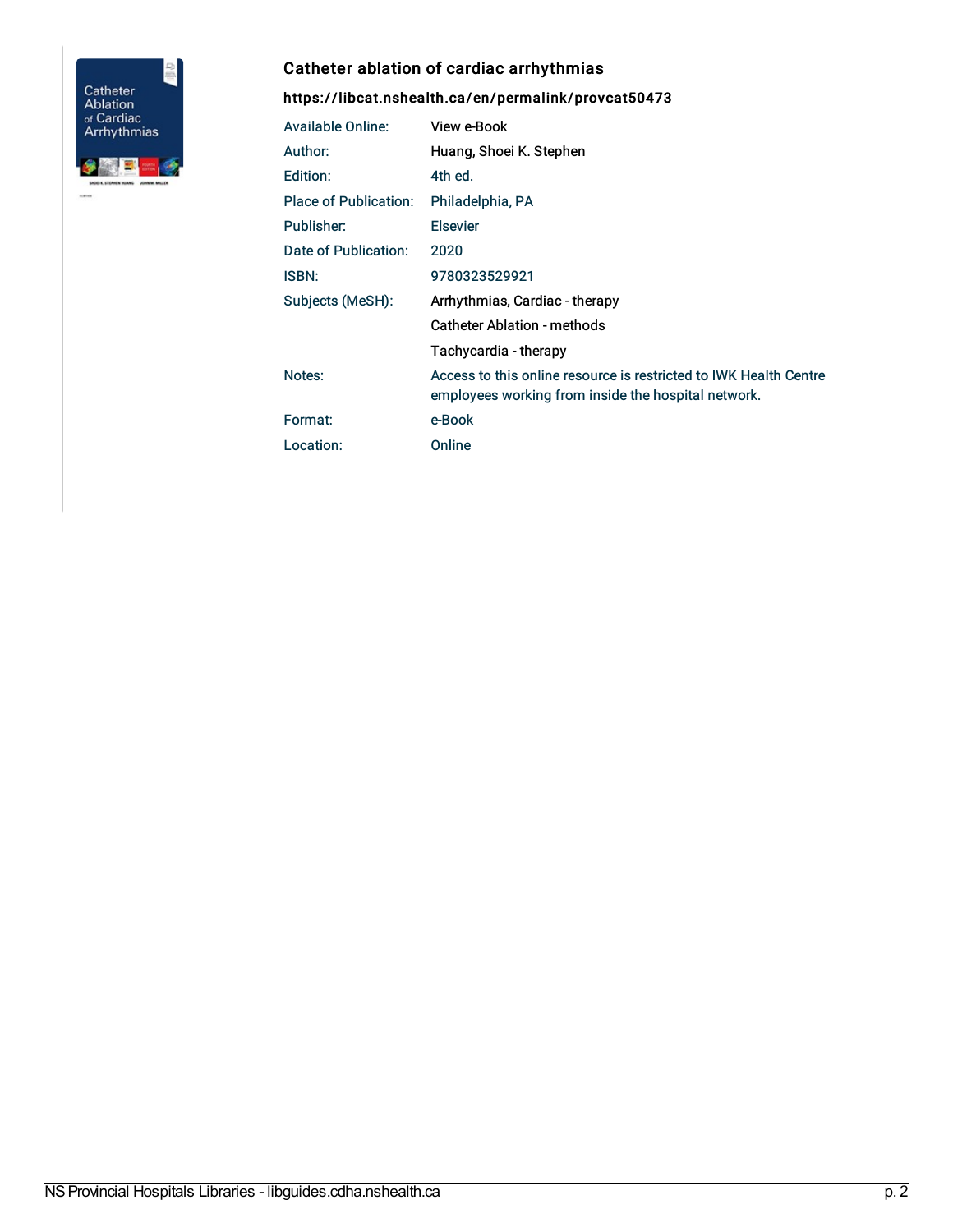### Catheter ablation of cardiac arrhythmias

**https://libcat.nshealth.ca/en/permalink/provcat50473**

| | |
|---|---|
| Available Online: | View e-Book |
| Author: | Huang, Shoei K. Stephen |
| Edition: | 4th ed. |
| Place of Publication: | Philadelphia, PA |
| Publisher: | Elsevier |
| Date of Publication: | 2020 |
| ISBN: | 9780323529921 |
| Subjects (MeSH): | Arrhythmias, Cardiac - therapy |
| | Catheter Ablation - methods |
| | Tachycardia - therapy |
| Notes: | Access to this online resource is restricted to IWK Health Centre employees working from inside the hospital network. |
| Format: | e-Book |
| Location: | Online |